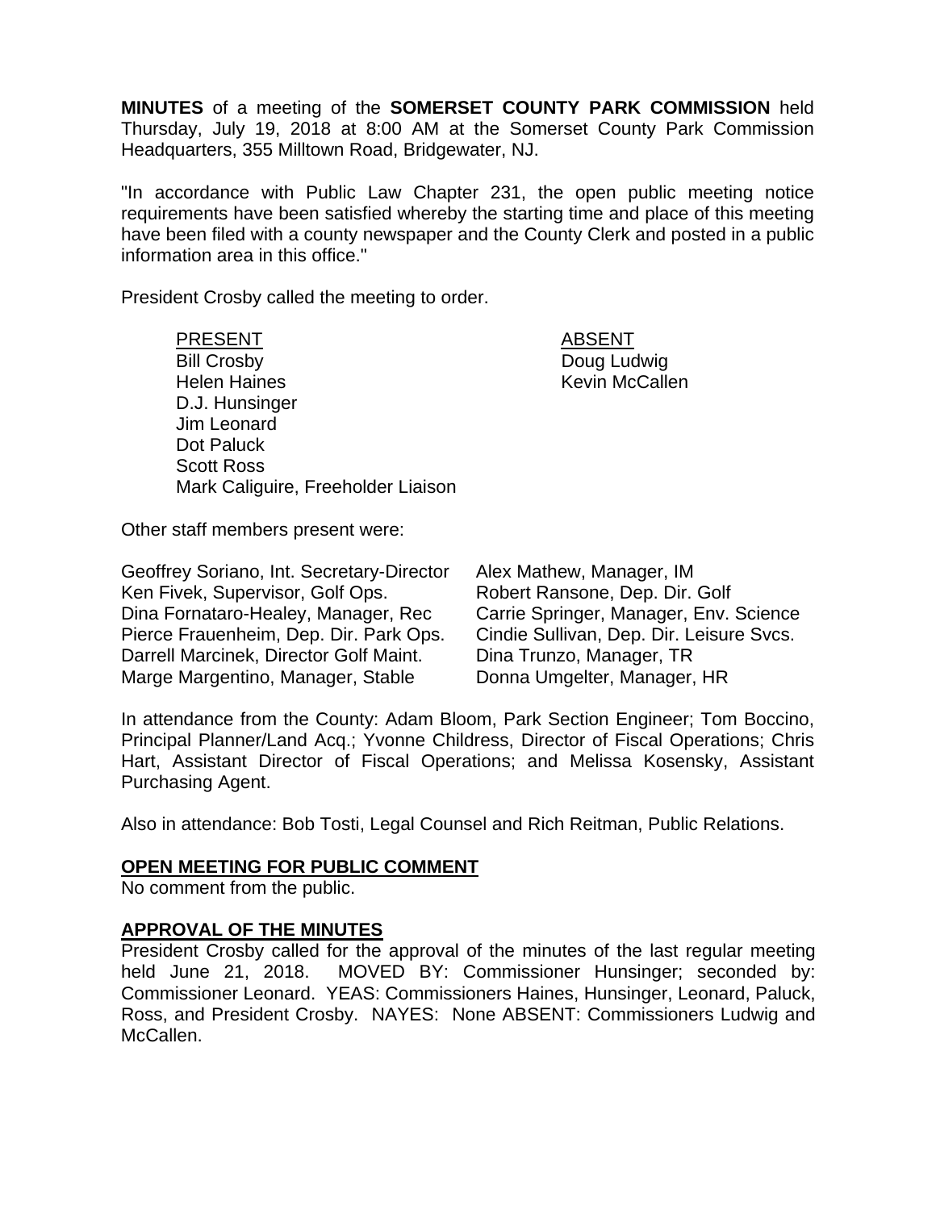**MINUTES** of a meeting of the **SOMERSET COUNTY PARK COMMISSION** held Thursday, July 19, 2018 at 8:00 AM at the Somerset County Park Commission Headquarters, 355 Milltown Road, Bridgewater, NJ.

"In accordance with Public Law Chapter 231, the open public meeting notice requirements have been satisfied whereby the starting time and place of this meeting have been filed with a county newspaper and the County Clerk and posted in a public information area in this office."

President Crosby called the meeting to order.

| PRESENT | ABSENT |
|---|---|
| Bill Crosby | Doug Ludwig |
| Helen Haines | Kevin McCallen |
| D.J. Hunsinger | |
| Jim Leonard | |
| Dot Paluck | |
| Scott Ross | |
| Mark Caliguire, Freeholder Liaison | |

Other staff members present were:

| | |
|---|---|
| Geoffrey Soriano, Int. Secretary-Director | Alex Mathew, Manager, IM |
| Ken Fivek, Supervisor, Golf Ops. | Robert Ransone, Dep. Dir. Golf |
| Dina Fornataro-Healey, Manager, Rec | Carrie Springer, Manager, Env. Science |
| Pierce Frauenheim, Dep. Dir. Park Ops. | Cindie Sullivan, Dep. Dir. Leisure Svcs. |
| Darrell Marcinek, Director Golf Maint. | Dina Trunzo, Manager, TR |
| Marge Margentino, Manager, Stable | Donna Umgelter, Manager, HR |

In attendance from the County: Adam Bloom, Park Section Engineer; Tom Boccino, Principal Planner/Land Acq.; Yvonne Childress, Director of Fiscal Operations; Chris Hart, Assistant Director of Fiscal Operations; and Melissa Kosensky, Assistant Purchasing Agent.

Also in attendance: Bob Tosti, Legal Counsel and Rich Reitman, Public Relations.

## OPEN MEETING FOR PUBLIC COMMENT

No comment from the public.

## APPROVAL OF THE MINUTES

President Crosby called for the approval of the minutes of the last regular meeting held June 21, 2018. MOVED BY: Commissioner Hunsinger; seconded by: Commissioner Leonard. YEAS: Commissioners Haines, Hunsinger, Leonard, Paluck, Ross, and President Crosby. NAYES: None ABSENT: Commissioners Ludwig and McCallen.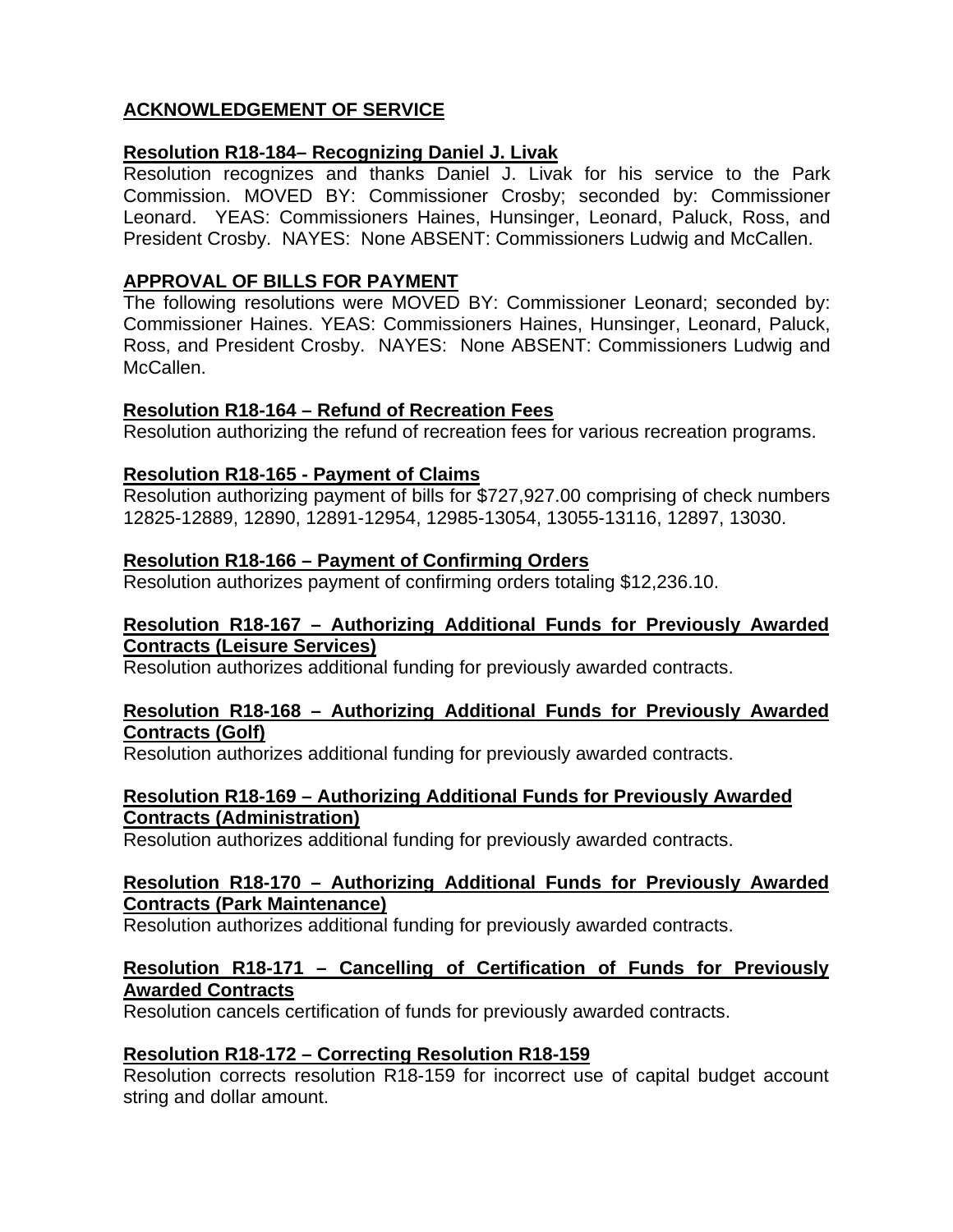## ACKNOWLEDGEMENT OF SERVICE

### Resolution R18-184– Recognizing Daniel J. Livak

Resolution recognizes and thanks Daniel J. Livak for his service to the Park Commission. MOVED BY: Commissioner Crosby; seconded by: Commissioner Leonard. YEAS: Commissioners Haines, Hunsinger, Leonard, Paluck, Ross, and President Crosby. NAYES: None ABSENT: Commissioners Ludwig and McCallen.

## APPROVAL OF BILLS FOR PAYMENT

The following resolutions were MOVED BY: Commissioner Leonard; seconded by: Commissioner Haines. YEAS: Commissioners Haines, Hunsinger, Leonard, Paluck, Ross, and President Crosby. NAYES: None ABSENT: Commissioners Ludwig and McCallen.

### Resolution R18-164 – Refund of Recreation Fees

Resolution authorizing the refund of recreation fees for various recreation programs.

### Resolution R18-165 - Payment of Claims

Resolution authorizing payment of bills for $727,927.00 comprising of check numbers 12825-12889, 12890, 12891-12954, 12985-13054, 13055-13116, 12897, 13030.

### Resolution R18-166 – Payment of Confirming Orders

Resolution authorizes payment of confirming orders totaling $12,236.10.

### Resolution R18-167 – Authorizing Additional Funds for Previously Awarded Contracts (Leisure Services)

Resolution authorizes additional funding for previously awarded contracts.

### Resolution R18-168 – Authorizing Additional Funds for Previously Awarded Contracts (Golf)

Resolution authorizes additional funding for previously awarded contracts.

### Resolution R18-169 – Authorizing Additional Funds for Previously Awarded Contracts (Administration)

Resolution authorizes additional funding for previously awarded contracts.

### Resolution R18-170 – Authorizing Additional Funds for Previously Awarded Contracts (Park Maintenance)

Resolution authorizes additional funding for previously awarded contracts.

### Resolution R18-171 – Cancelling of Certification of Funds for Previously Awarded Contracts

Resolution cancels certification of funds for previously awarded contracts.

### Resolution R18-172 – Correcting Resolution R18-159

Resolution corrects resolution R18-159 for incorrect use of capital budget account string and dollar amount.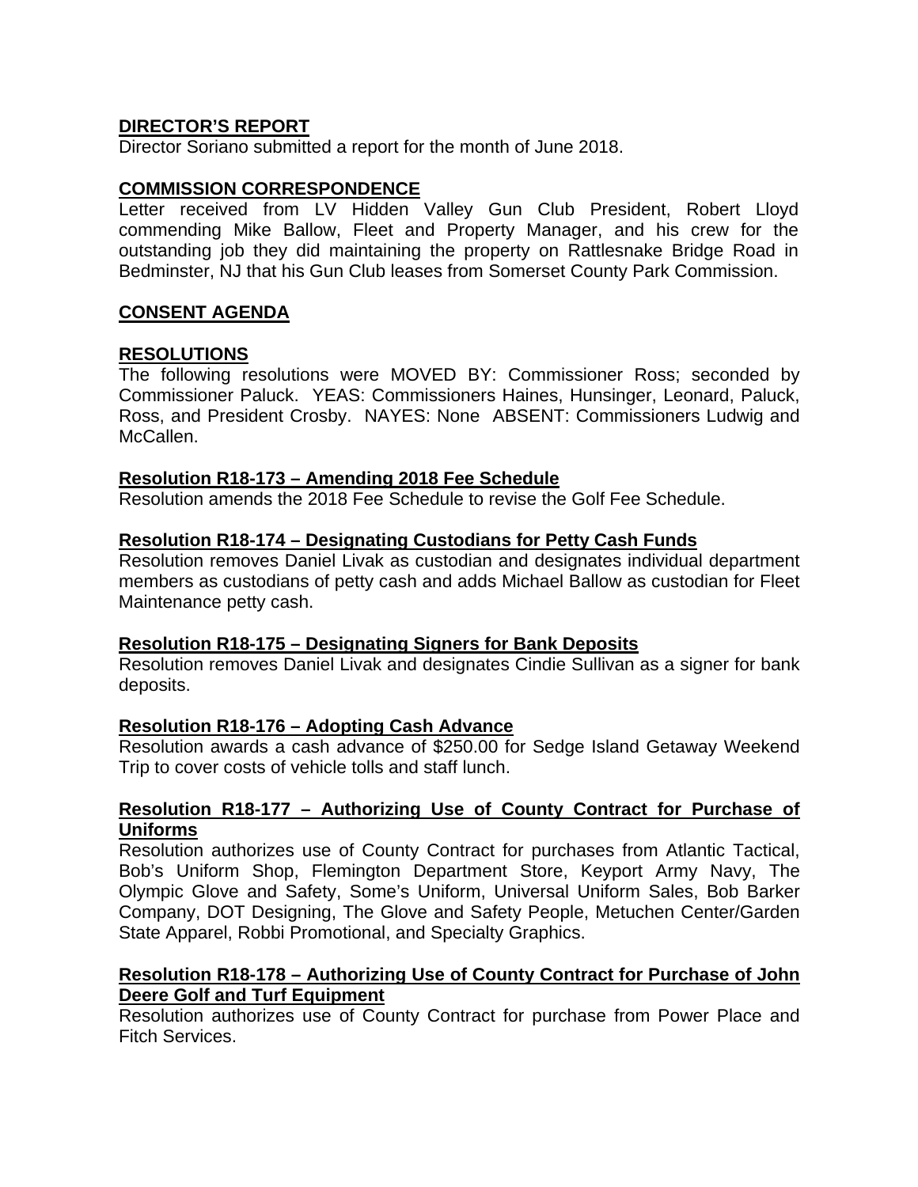**DIRECTOR'S REPORT**

Director Soriano submitted a report for the month of June 2018.

**COMMISSION CORRESPONDENCE**

Letter received from LV Hidden Valley Gun Club President, Robert Lloyd commending Mike Ballow, Fleet and Property Manager, and his crew for the outstanding job they did maintaining the property on Rattlesnake Bridge Road in Bedminster, NJ that his Gun Club leases from Somerset County Park Commission.

**CONSENT AGENDA**

**RESOLUTIONS**

The following resolutions were MOVED BY: Commissioner Ross; seconded by Commissioner Paluck. YEAS: Commissioners Haines, Hunsinger, Leonard, Paluck, Ross, and President Crosby. NAYES: None ABSENT: Commissioners Ludwig and McCallen.

**Resolution R18-173 – Amending 2018 Fee Schedule**

Resolution amends the 2018 Fee Schedule to revise the Golf Fee Schedule.

**Resolution R18-174 – Designating Custodians for Petty Cash Funds**

Resolution removes Daniel Livak as custodian and designates individual department members as custodians of petty cash and adds Michael Ballow as custodian for Fleet Maintenance petty cash.

**Resolution R18-175 – Designating Signers for Bank Deposits**

Resolution removes Daniel Livak and designates Cindie Sullivan as a signer for bank deposits.

**Resolution R18-176 – Adopting Cash Advance**

Resolution awards a cash advance of $250.00 for Sedge Island Getaway Weekend Trip to cover costs of vehicle tolls and staff lunch.

**Resolution R18-177 – Authorizing Use of County Contract for Purchase of Uniforms**

Resolution authorizes use of County Contract for purchases from Atlantic Tactical, Bob's Uniform Shop, Flemington Department Store, Keyport Army Navy, The Olympic Glove and Safety, Some's Uniform, Universal Uniform Sales, Bob Barker Company, DOT Designing, The Glove and Safety People, Metuchen Center/Garden State Apparel, Robbi Promotional, and Specialty Graphics.

**Resolution R18-178 – Authorizing Use of County Contract for Purchase of John Deere Golf and Turf Equipment**

Resolution authorizes use of County Contract for purchase from Power Place and Fitch Services.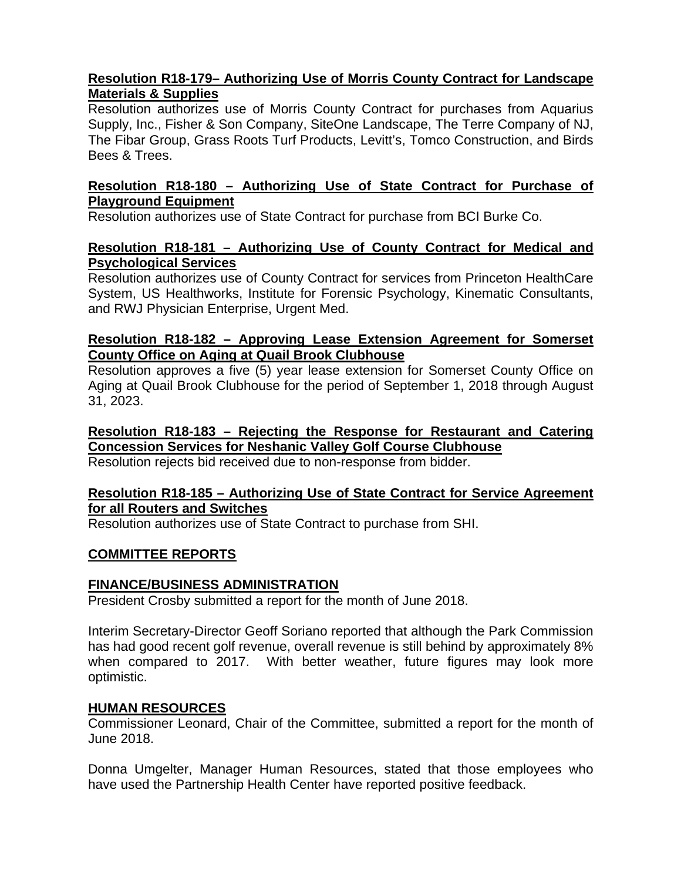**Resolution R18-179– Authorizing Use of Morris County Contract for Landscape Materials & Supplies**

Resolution authorizes use of Morris County Contract for purchases from Aquarius Supply, Inc., Fisher & Son Company, SiteOne Landscape, The Terre Company of NJ, The Fibar Group, Grass Roots Turf Products, Levitt's, Tomco Construction, and Birds Bees & Trees.

**Resolution R18-180 – Authorizing Use of State Contract for Purchase of Playground Equipment**

Resolution authorizes use of State Contract for purchase from BCI Burke Co.

**Resolution R18-181 – Authorizing Use of County Contract for Medical and Psychological Services**

Resolution authorizes use of County Contract for services from Princeton HealthCare System, US Healthworks, Institute for Forensic Psychology, Kinematic Consultants, and RWJ Physician Enterprise, Urgent Med.

**Resolution R18-182 – Approving Lease Extension Agreement for Somerset County Office on Aging at Quail Brook Clubhouse**

Resolution approves a five (5) year lease extension for Somerset County Office on Aging at Quail Brook Clubhouse for the period of September 1, 2018 through August 31, 2023.

**Resolution R18-183 – Rejecting the Response for Restaurant and Catering Concession Services for Neshanic Valley Golf Course Clubhouse**

Resolution rejects bid received due to non-response from bidder.

**Resolution R18-185 – Authorizing Use of State Contract for Service Agreement for all Routers and Switches**

Resolution authorizes use of State Contract to purchase from SHI.

## COMMITTEE REPORTS

### FINANCE/BUSINESS ADMINISTRATION

President Crosby submitted a report for the month of June 2018.

Interim Secretary-Director Geoff Soriano reported that although the Park Commission has had good recent golf revenue, overall revenue is still behind by approximately 8% when compared to 2017. With better weather, future figures may look more optimistic.

### HUMAN RESOURCES

Commissioner Leonard, Chair of the Committee, submitted a report for the month of June 2018.

Donna Umgelter, Manager Human Resources, stated that those employees who have used the Partnership Health Center have reported positive feedback.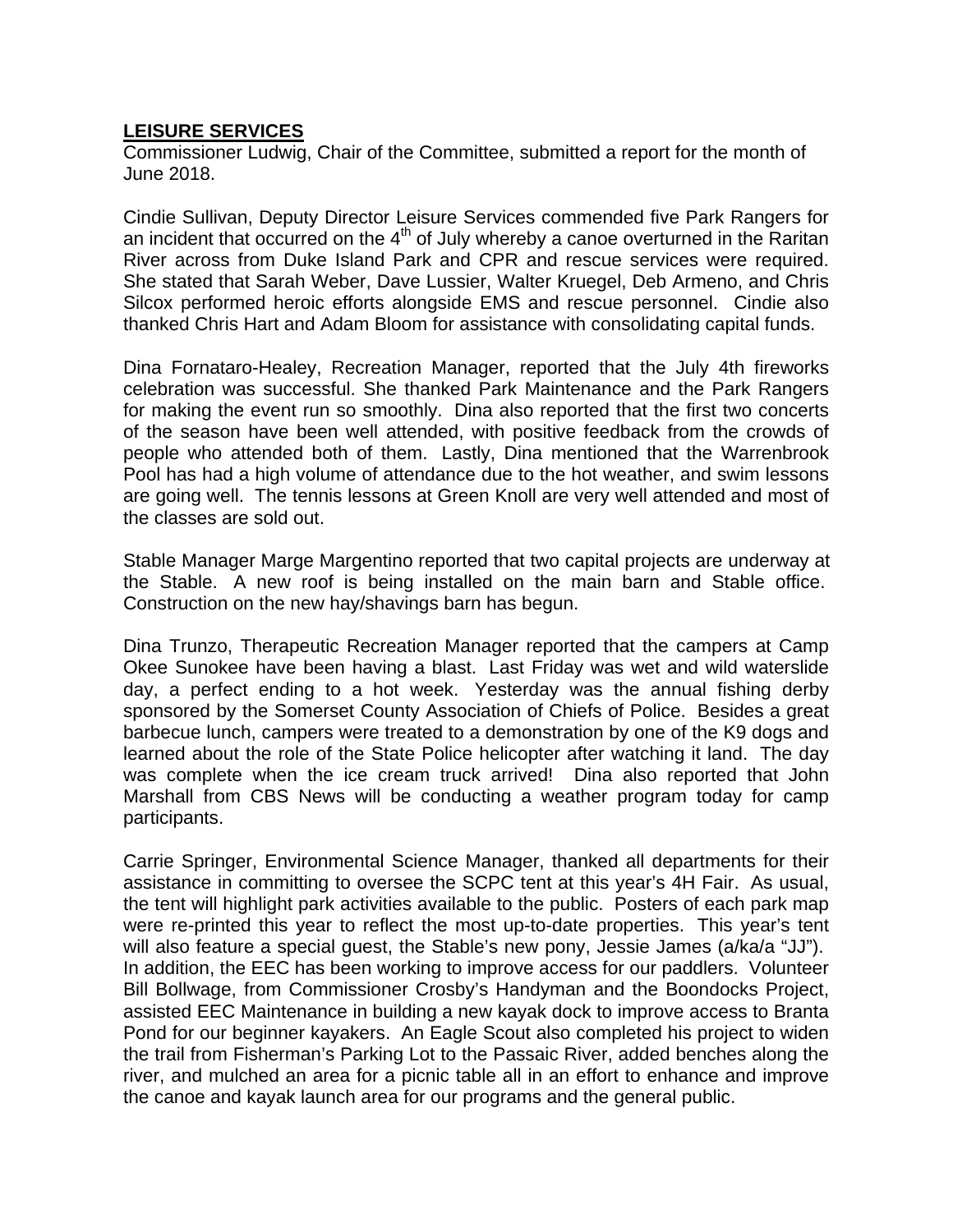## **LEISURE SERVICES**

Commissioner Ludwig, Chair of the Committee, submitted a report for the month of June 2018.

Cindie Sullivan, Deputy Director Leisure Services commended five Park Rangers for an incident that occurred on the 4th of July whereby a canoe overturned in the Raritan River across from Duke Island Park and CPR and rescue services were required. She stated that Sarah Weber, Dave Lussier, Walter Kruegel, Deb Armeno, and Chris Silcox performed heroic efforts alongside EMS and rescue personnel. Cindie also thanked Chris Hart and Adam Bloom for assistance with consolidating capital funds.

Dina Fornataro-Healey, Recreation Manager, reported that the July 4th fireworks celebration was successful. She thanked Park Maintenance and the Park Rangers for making the event run so smoothly. Dina also reported that the first two concerts of the season have been well attended, with positive feedback from the crowds of people who attended both of them. Lastly, Dina mentioned that the Warrenbrook Pool has had a high volume of attendance due to the hot weather, and swim lessons are going well. The tennis lessons at Green Knoll are very well attended and most of the classes are sold out.

Stable Manager Marge Margentino reported that two capital projects are underway at the Stable. A new roof is being installed on the main barn and Stable office. Construction on the new hay/shavings barn has begun.

Dina Trunzo, Therapeutic Recreation Manager reported that the campers at Camp Okee Sunokee have been having a blast. Last Friday was wet and wild waterslide day, a perfect ending to a hot week. Yesterday was the annual fishing derby sponsored by the Somerset County Association of Chiefs of Police. Besides a great barbecue lunch, campers were treated to a demonstration by one of the K9 dogs and learned about the role of the State Police helicopter after watching it land. The day was complete when the ice cream truck arrived! Dina also reported that John Marshall from CBS News will be conducting a weather program today for camp participants.

Carrie Springer, Environmental Science Manager, thanked all departments for their assistance in committing to oversee the SCPC tent at this year's 4H Fair. As usual, the tent will highlight park activities available to the public. Posters of each park map were re-printed this year to reflect the most up-to-date properties. This year's tent will also feature a special guest, the Stable's new pony, Jessie James (a/ka/a "JJ"). In addition, the EEC has been working to improve access for our paddlers. Volunteer Bill Bollwage, from Commissioner Crosby's Handyman and the Boondocks Project, assisted EEC Maintenance in building a new kayak dock to improve access to Branta Pond for our beginner kayakers. An Eagle Scout also completed his project to widen the trail from Fisherman's Parking Lot to the Passaic River, added benches along the river, and mulched an area for a picnic table all in an effort to enhance and improve the canoe and kayak launch area for our programs and the general public.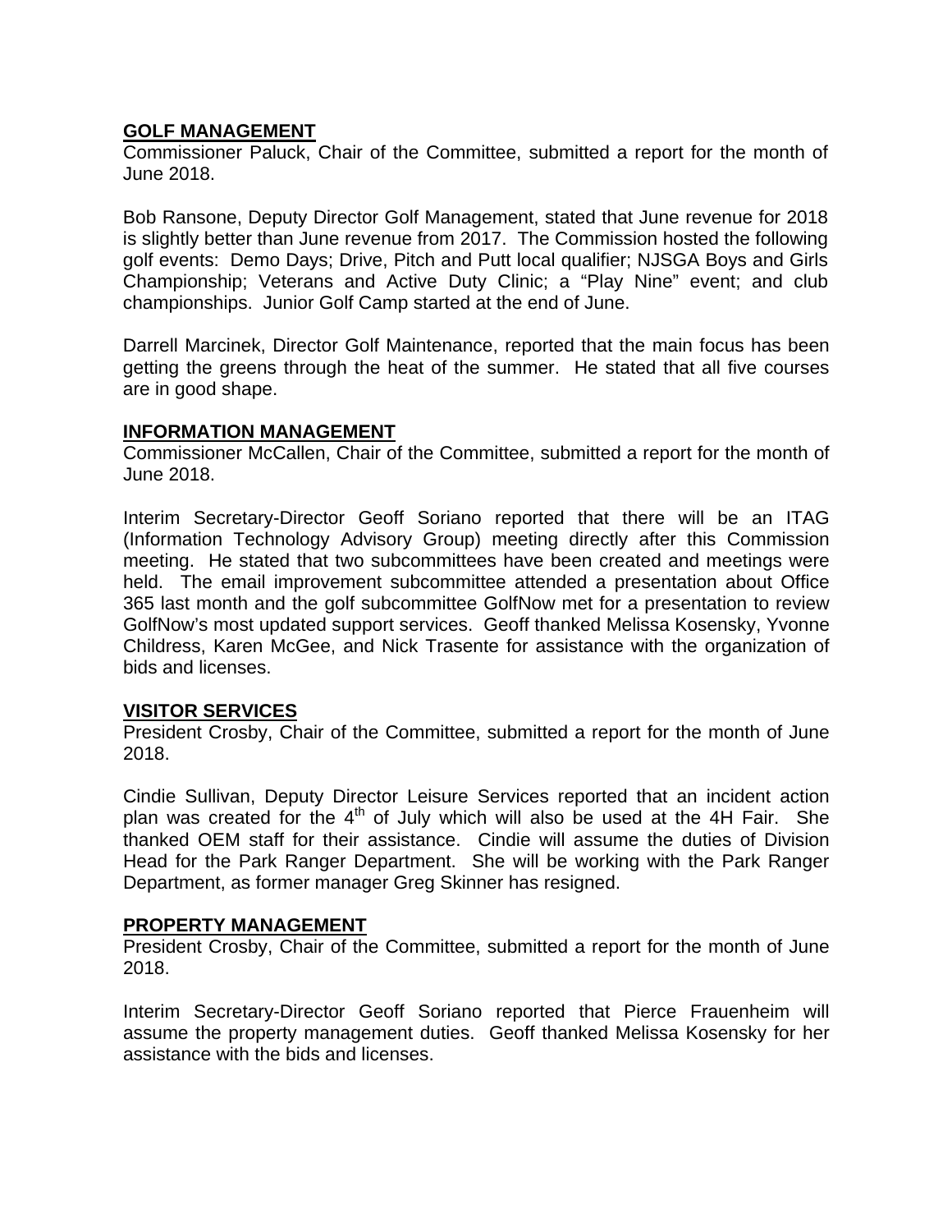**GOLF MANAGEMENT**

Commissioner Paluck, Chair of the Committee, submitted a report for the month of June 2018.

Bob Ransone, Deputy Director Golf Management, stated that June revenue for 2018 is slightly better than June revenue from 2017. The Commission hosted the following golf events: Demo Days; Drive, Pitch and Putt local qualifier; NJSGA Boys and Girls Championship; Veterans and Active Duty Clinic; a "Play Nine" event; and club championships. Junior Golf Camp started at the end of June.

Darrell Marcinek, Director Golf Maintenance, reported that the main focus has been getting the greens through the heat of the summer. He stated that all five courses are in good shape.

**INFORMATION MANAGEMENT**

Commissioner McCallen, Chair of the Committee, submitted a report for the month of June 2018.

Interim Secretary-Director Geoff Soriano reported that there will be an ITAG (Information Technology Advisory Group) meeting directly after this Commission meeting. He stated that two subcommittees have been created and meetings were held. The email improvement subcommittee attended a presentation about Office 365 last month and the golf subcommittee GolfNow met for a presentation to review GolfNow's most updated support services. Geoff thanked Melissa Kosensky, Yvonne Childress, Karen McGee, and Nick Trasente for assistance with the organization of bids and licenses.

**VISITOR SERVICES**

President Crosby, Chair of the Committee, submitted a report for the month of June 2018.

Cindie Sullivan, Deputy Director Leisure Services reported that an incident action plan was created for the 4th of July which will also be used at the 4H Fair. She thanked OEM staff for their assistance. Cindie will assume the duties of Division Head for the Park Ranger Department. She will be working with the Park Ranger Department, as former manager Greg Skinner has resigned.

**PROPERTY MANAGEMENT**

President Crosby, Chair of the Committee, submitted a report for the month of June 2018.

Interim Secretary-Director Geoff Soriano reported that Pierce Frauenheim will assume the property management duties. Geoff thanked Melissa Kosensky for her assistance with the bids and licenses.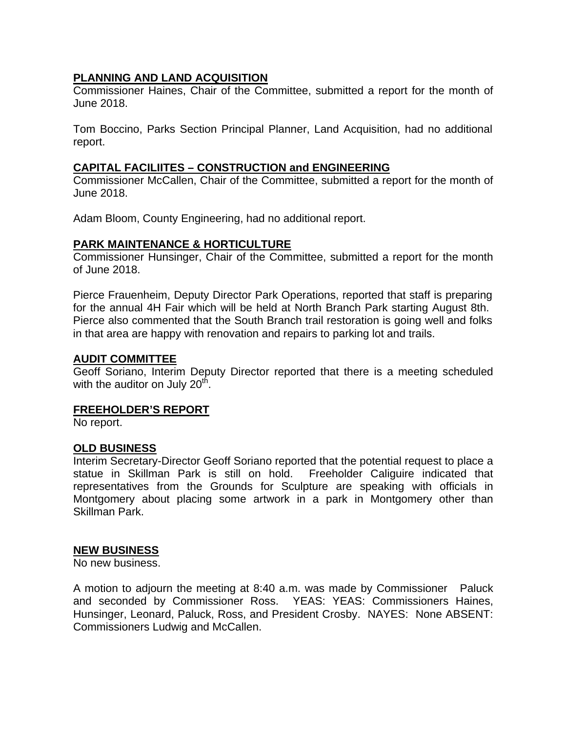**PLANNING AND LAND ACQUISITION**

Commissioner Haines, Chair of the Committee, submitted a report for the month of June 2018.

Tom Boccino, Parks Section Principal Planner, Land Acquisition, had no additional report.

**CAPITAL FACILIITES – CONSTRUCTION and ENGINEERING**

Commissioner McCallen, Chair of the Committee, submitted a report for the month of June 2018.

Adam Bloom, County Engineering, had no additional report.

**PARK MAINTENANCE & HORTICULTURE**

Commissioner Hunsinger, Chair of the Committee, submitted a report for the month of June 2018.

Pierce Frauenheim, Deputy Director Park Operations, reported that staff is preparing for the annual 4H Fair which will be held at North Branch Park starting August 8th. Pierce also commented that the South Branch trail restoration is going well and folks in that area are happy with renovation and repairs to parking lot and trails.

**AUDIT COMMITTEE**

Geoff Soriano, Interim Deputy Director reported that there is a meeting scheduled with the auditor on July 20th.

**FREEHOLDER'S REPORT**

No report.

**OLD BUSINESS**

Interim Secretary-Director Geoff Soriano reported that the potential request to place a statue in Skillman Park is still on hold. Freeholder Caliguire indicated that representatives from the Grounds for Sculpture are speaking with officials in Montgomery about placing some artwork in a park in Montgomery other than Skillman Park.

**NEW BUSINESS**

No new business.

A motion to adjourn the meeting at 8:40 a.m. was made by Commissioner Paluck and seconded by Commissioner Ross. YEAS: YEAS: Commissioners Haines, Hunsinger, Leonard, Paluck, Ross, and President Crosby. NAYES: None ABSENT: Commissioners Ludwig and McCallen.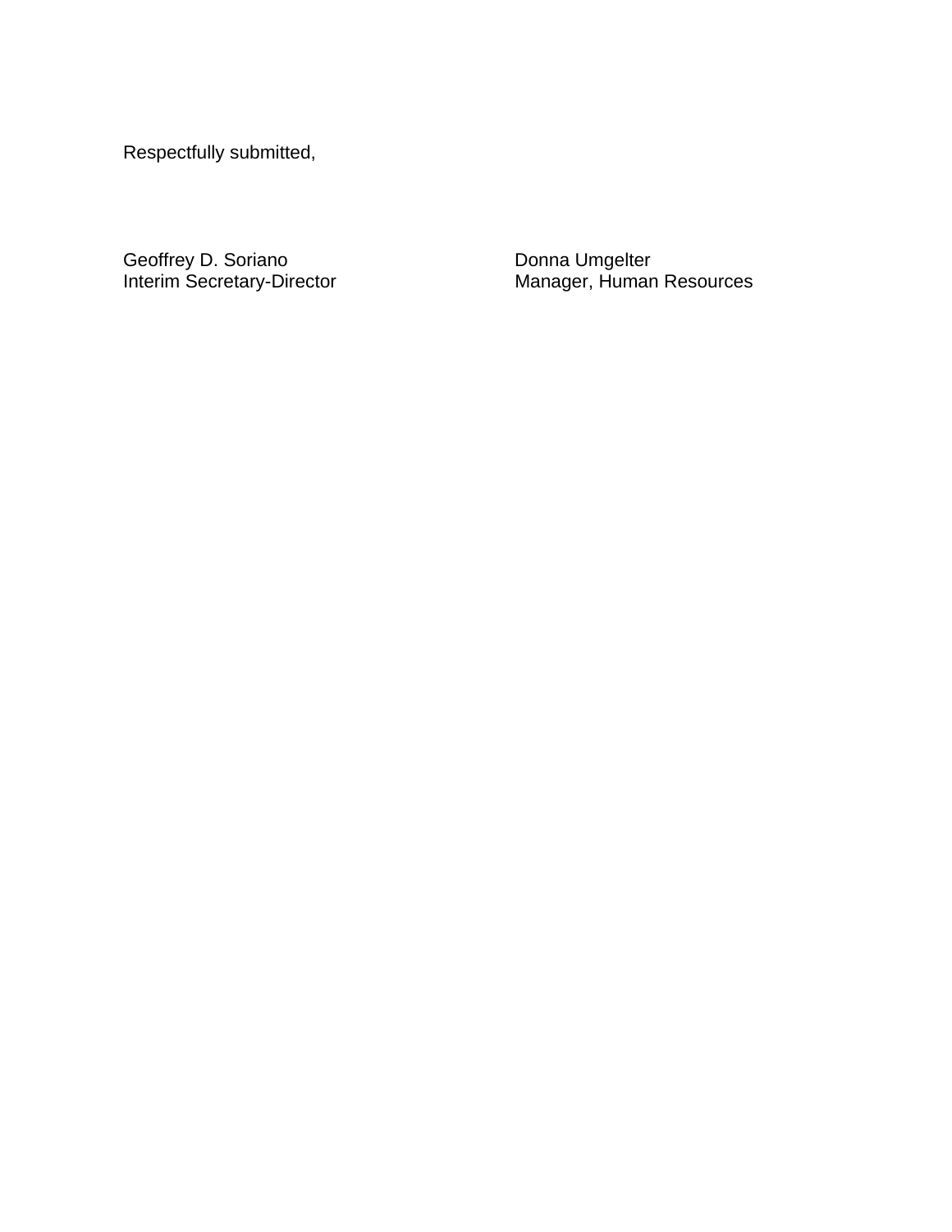Respectfully submitted,

Geoffrey D. Soriano  
Interim Secretary-Director

Donna Umgelter  
Manager, Human Resources